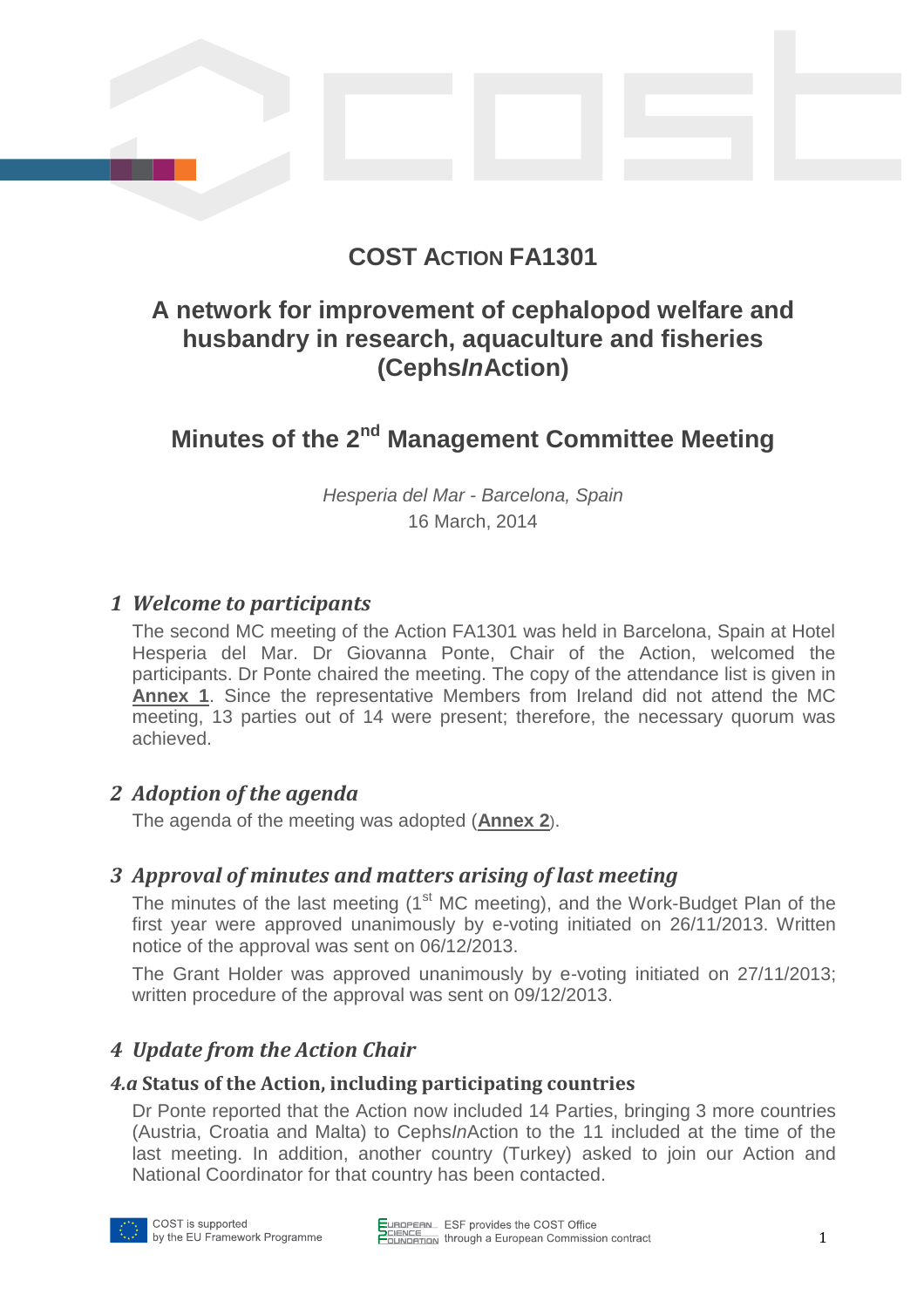# COST Action FA1301

## A network for improvement of cephalopod welfare and husbandry in research, aquaculture and fisheries (Cephs*In*Action)

## Minutes of the 2nd Management Committee Meeting

*Hesperia del Mar - Barcelona, Spain*
16 March, 2014

### 1 Welcome to participants

The second MC meeting of the Action FA1301 was held in Barcelona, Spain at Hotel Hesperia del Mar. Dr Giovanna Ponte, Chair of the Action, welcomed the participants. Dr Ponte chaired the meeting. The copy of the attendance list is given in **Annex 1**. Since the representative Members from Ireland did not attend the MC meeting, 13 parties out of 14 were present; therefore, the necessary quorum was achieved.

### 2 Adoption of the agenda

The agenda of the meeting was adopted (**Annex 2**).

### 3 Approval of minutes and matters arising of last meeting

The minutes of the last meeting (1st MC meeting), and the Work-Budget Plan of the first year were approved unanimously by e-voting initiated on 26/11/2013. Written notice of the approval was sent on 06/12/2013.

The Grant Holder was approved unanimously by e-voting initiated on 27/11/2013; written procedure of the approval was sent on 09/12/2013.

### 4 Update from the Action Chair

#### 4.a Status of the Action, including participating countries

Dr Ponte reported that the Action now included 14 Parties, bringing 3 more countries (Austria, Croatia and Malta) to Cephs*In*Action to the 11 included at the time of the last meeting. In addition, another country (Turkey) asked to join our Action and National Coordinator for that country has been contacted.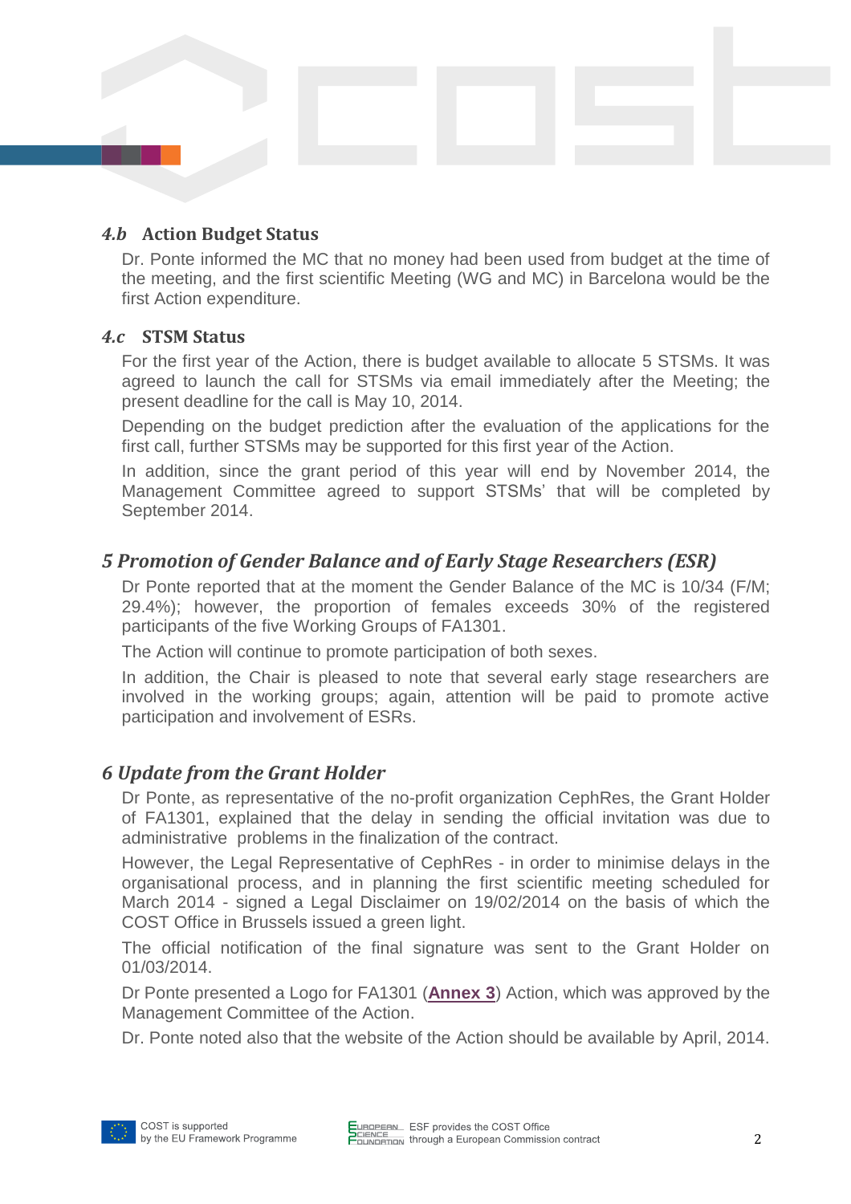### *4.b* Action Budget Status

Dr. Ponte informed the MC that no money had been used from budget at the time of the meeting, and the first scientific Meeting (WG and MC) in Barcelona would be the first Action expenditure.

### *4.c* STSM Status

For the first year of the Action, there is budget available to allocate 5 STSMs. It was agreed to launch the call for STSMs via email immediately after the Meeting; the present deadline for the call is May 10, 2014.

Depending on the budget prediction after the evaluation of the applications for the first call, further STSMs may be supported for this first year of the Action.

In addition, since the grant period of this year will end by November 2014, the Management Committee agreed to support STSMs' that will be completed by September 2014.

## *5 Promotion of Gender Balance and of Early Stage Researchers (ESR)*

Dr Ponte reported that at the moment the Gender Balance of the MC is 10/34 (F/M; 29.4%); however, the proportion of females exceeds 30% of the registered participants of the five Working Groups of FA1301.

The Action will continue to promote participation of both sexes.

In addition, the Chair is pleased to note that several early stage researchers are involved in the working groups; again, attention will be paid to promote active participation and involvement of ESRs.

## *6 Update from the Grant Holder*

Dr Ponte, as representative of the no-profit organization CephRes, the Grant Holder of FA1301, explained that the delay in sending the official invitation was due to administrative problems in the finalization of the contract.

However, the Legal Representative of CephRes - in order to minimise delays in the organisational process, and in planning the first scientific meeting scheduled for March 2014 - signed a Legal Disclaimer on 19/02/2014 on the basis of which the COST Office in Brussels issued a green light.

The official notification of the final signature was sent to the Grant Holder on 01/03/2014.

Dr Ponte presented a Logo for FA1301 (**Annex 3**) Action, which was approved by the Management Committee of the Action.

Dr. Ponte noted also that the website of the Action should be available by April, 2014.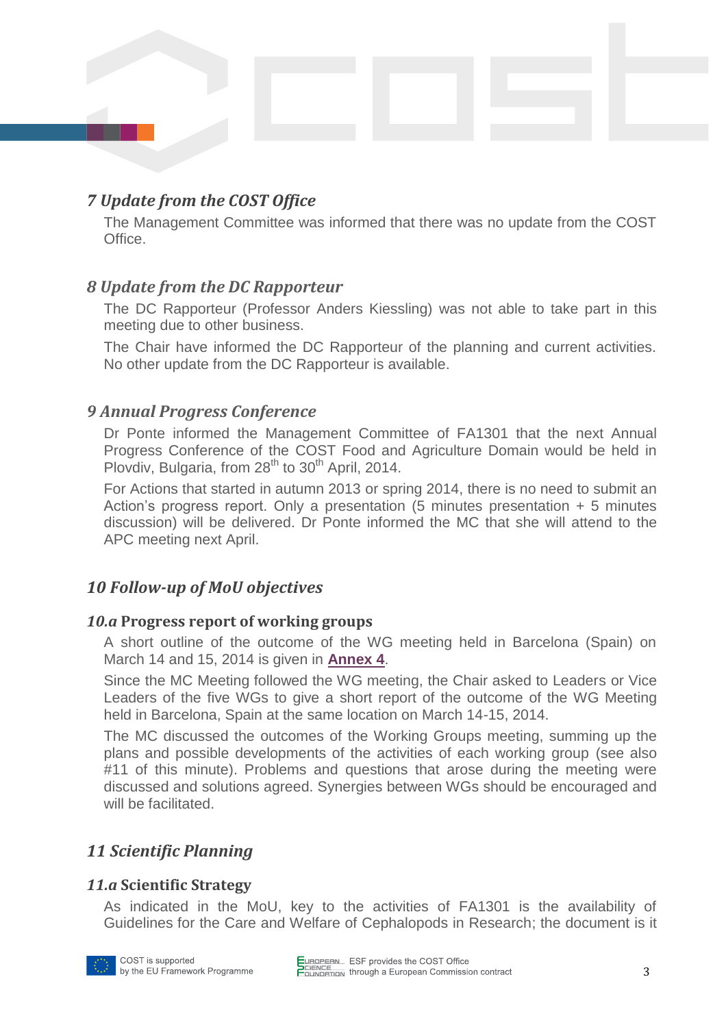## *7 Update from the COST Office*

The Management Committee was informed that there was no update from the COST Office.

## *8 Update from the DC Rapporteur*

The DC Rapporteur (Professor Anders Kiessling) was not able to take part in this meeting due to other business.

The Chair have informed the DC Rapporteur of the planning and current activities. No other update from the DC Rapporteur is available.

## *9 Annual Progress Conference*

Dr Ponte informed the Management Committee of FA1301 that the next Annual Progress Conference of the COST Food and Agriculture Domain would be held in Plovdiv, Bulgaria, from 28th to 30th April, 2014.

For Actions that started in autumn 2013 or spring 2014, there is no need to submit an Action's progress report. Only a presentation (5 minutes presentation + 5 minutes discussion) will be delivered. Dr Ponte informed the MC that she will attend to the APC meeting next April.

## *10 Follow-up of MoU objectives*

### *10.a* Progress report of working groups

A short outline of the outcome of the WG meeting held in Barcelona (Spain) on March 14 and 15, 2014 is given in **Annex 4**.

Since the MC Meeting followed the WG meeting, the Chair asked to Leaders or Vice Leaders of the five WGs to give a short report of the outcome of the WG Meeting held in Barcelona, Spain at the same location on March 14-15, 2014.

The MC discussed the outcomes of the Working Groups meeting, summing up the plans and possible developments of the activities of each working group (see also #11 of this minute). Problems and questions that arose during the meeting were discussed and solutions agreed. Synergies between WGs should be encouraged and will be facilitated.

## *11 Scientific Planning*

### *11.a* Scientific Strategy

As indicated in the MoU, key to the activities of FA1301 is the availability of Guidelines for the Care and Welfare of Cephalopods in Research; the document is it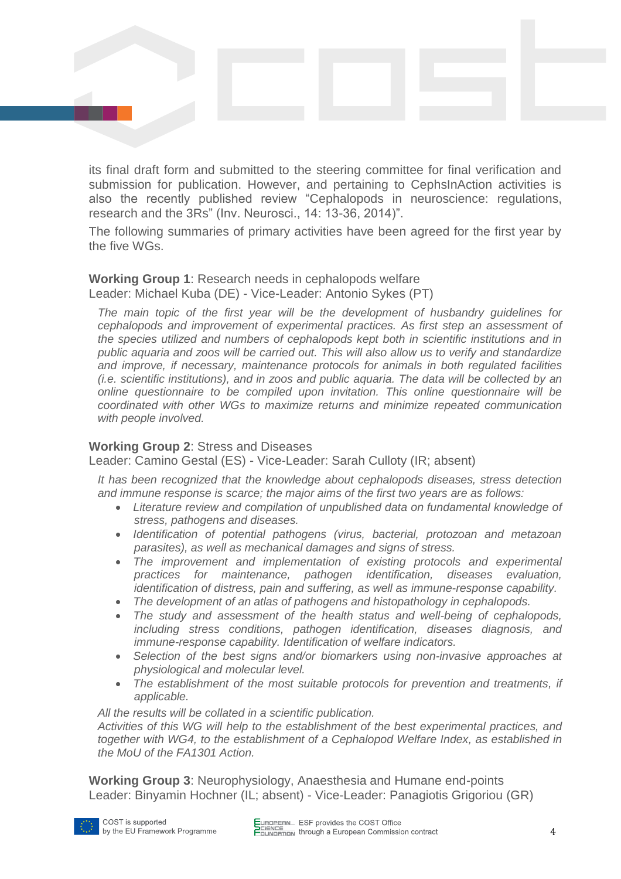its final draft form and submitted to the steering committee for final verification and submission for publication. However, and pertaining to CephsInAction activities is also the recently published review "Cephalopods in neuroscience: regulations, research and the 3Rs" (Inv. Neurosci., 14: 13-36, 2014)".

The following summaries of primary activities have been agreed for the first year by the five WGs.

**Working Group 1**: Research needs in cephalopods welfare
Leader: Michael Kuba (DE) - Vice-Leader: Antonio Sykes (PT)

*The main topic of the first year will be the development of husbandry guidelines for cephalopods and improvement of experimental practices. As first step an assessment of the species utilized and numbers of cephalopods kept both in scientific institutions and in public aquaria and zoos will be carried out. This will also allow us to verify and standardize and improve, if necessary, maintenance protocols for animals in both regulated facilities (i.e. scientific institutions), and in zoos and public aquaria. The data will be collected by an online questionnaire to be compiled upon invitation. This online questionnaire will be coordinated with other WGs to maximize returns and minimize repeated communication with people involved.*

**Working Group 2**: Stress and Diseases
Leader: Camino Gestal (ES) - Vice-Leader: Sarah Culloty (IR; absent)

*It has been recognized that the knowledge about cephalopods diseases, stress detection and immune response is scarce; the major aims of the first two years are as follows:*

- *Literature review and compilation of unpublished data on fundamental knowledge of stress, pathogens and diseases.*
- *Identification of potential pathogens (virus, bacterial, protozoan and metazoan parasites), as well as mechanical damages and signs of stress.*
- *The improvement and implementation of existing protocols and experimental practices for maintenance, pathogen identification, diseases evaluation, identification of distress, pain and suffering, as well as immune-response capability.*
- *The development of an atlas of pathogens and histopathology in cephalopods.*
- *The study and assessment of the health status and well-being of cephalopods, including stress conditions, pathogen identification, diseases diagnosis, and immune-response capability. Identification of welfare indicators.*
- *Selection of the best signs and/or biomarkers using non-invasive approaches at physiological and molecular level.*
- *The establishment of the most suitable protocols for prevention and treatments, if applicable.*

*All the results will be collated in a scientific publication.*
*Activities of this WG will help to the establishment of the best experimental practices, and together with WG4, to the establishment of a Cephalopod Welfare Index, as established in the MoU of the FA1301 Action.*

**Working Group 3**: Neurophysiology, Anaesthesia and Humane end-points
Leader: Binyamin Hochner (IL; absent) - Vice-Leader: Panagiotis Grigoriou (GR)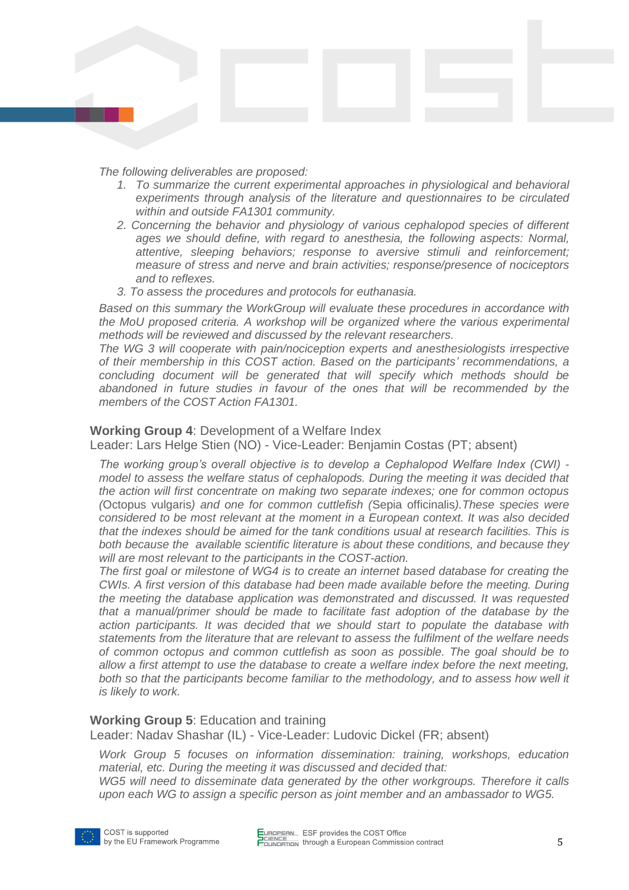*The following deliverables are proposed:*

1. *To summarize the current experimental approaches in physiological and behavioral experiments through analysis of the literature and questionnaires to be circulated within and outside FA1301 community.*
2. *Concerning the behavior and physiology of various cephalopod species of different ages we should define, with regard to anesthesia, the following aspects: Normal, attentive, sleeping behaviors; response to aversive stimuli and reinforcement; measure of stress and nerve and brain activities; response/presence of nociceptors and to reflexes.*
3. *To assess the procedures and protocols for euthanasia.*

*Based on this summary the WorkGroup will evaluate these procedures in accordance with the MoU proposed criteria. A workshop will be organized where the various experimental methods will be reviewed and discussed by the relevant researchers.*

*The WG 3 will cooperate with pain/nociception experts and anesthesiologists irrespective of their membership in this COST action. Based on the participants' recommendations, a concluding document will be generated that will specify which methods should be abandoned in future studies in favour of the ones that will be recommended by the members of the COST Action FA1301.*

**Working Group 4**: Development of a Welfare Index

Leader: Lars Helge Stien (NO) - Vice-Leader: Benjamin Costas (PT; absent)

*The working group's overall objective is to develop a Cephalopod Welfare Index (CWI) - model to assess the welfare status of cephalopods. During the meeting it was decided that the action will first concentrate on making two separate indexes; one for common octopus (*Octopus vulgaris*) and one for common cuttlefish (*Sepia officinalis*).These species were considered to be most relevant at the moment in a European context. It was also decided that the indexes should be aimed for the tank conditions usual at research facilities. This is both because the available scientific literature is about these conditions, and because they will are most relevant to the participants in the COST-action.*

*The first goal or milestone of WG4 is to create an internet based database for creating the CWIs. A first version of this database had been made available before the meeting. During the meeting the database application was demonstrated and discussed. It was requested that a manual/primer should be made to facilitate fast adoption of the database by the action participants. It was decided that we should start to populate the database with statements from the literature that are relevant to assess the fulfilment of the welfare needs of common octopus and common cuttlefish as soon as possible. The goal should be to allow a first attempt to use the database to create a welfare index before the next meeting, both so that the participants become familiar to the methodology, and to assess how well it is likely to work.*

**Working Group 5**: Education and training

Leader: Nadav Shashar (IL) - Vice-Leader: Ludovic Dickel (FR; absent)

*Work Group 5 focuses on information dissemination: training, workshops, education material, etc. During the meeting it was discussed and decided that:*

*WG5 will need to disseminate data generated by the other workgroups. Therefore it calls upon each WG to assign a specific person as joint member and an ambassador to WG5.*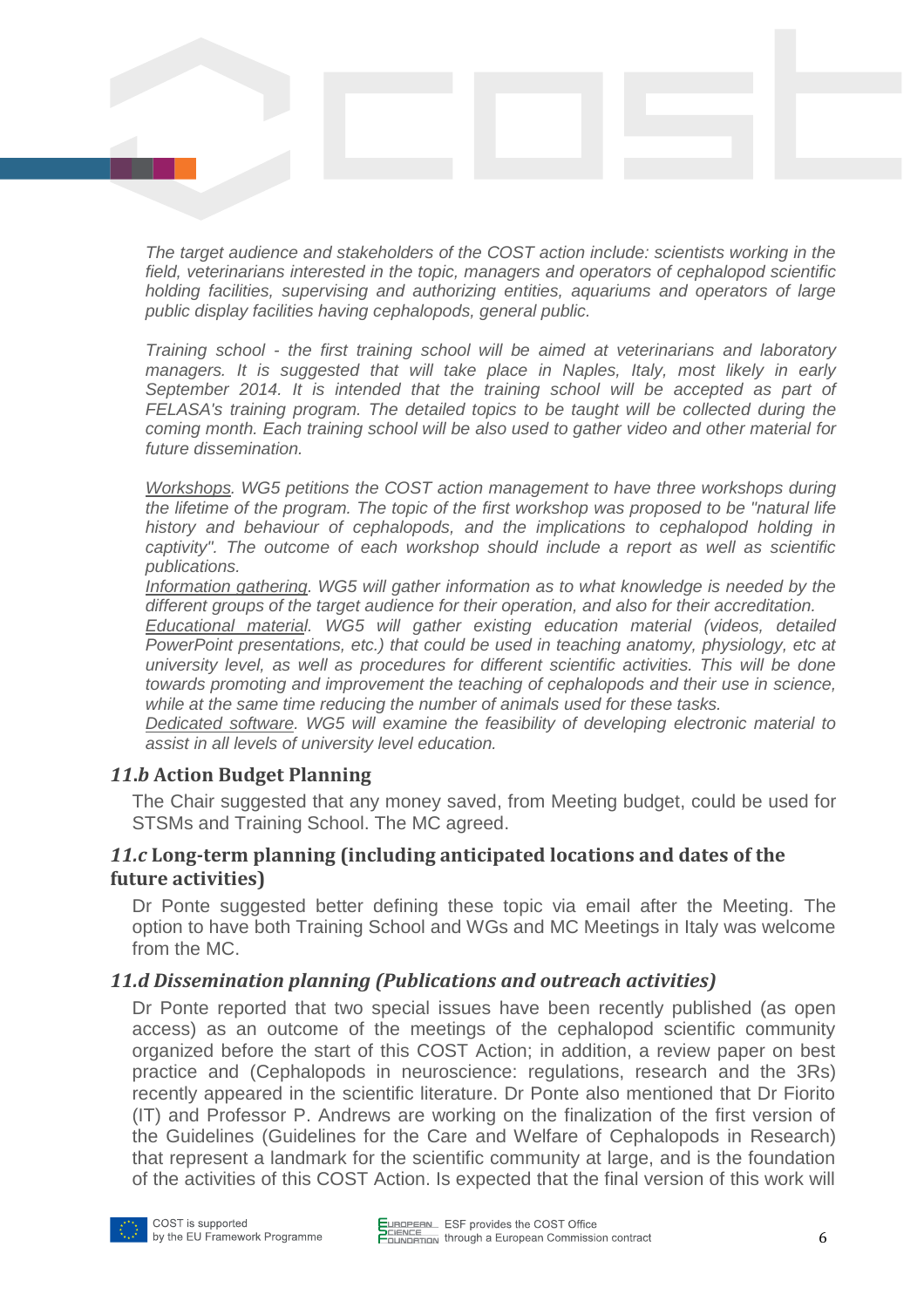*The target audience and stakeholders of the COST action include: scientists working in the field, veterinarians interested in the topic, managers and operators of cephalopod scientific holding facilities, supervising and authorizing entities, aquariums and operators of large public display facilities having cephalopods, general public.*

*Training school - the first training school will be aimed at veterinarians and laboratory managers. It is suggested that will take place in Naples, Italy, most likely in early September 2014. It is intended that the training school will be accepted as part of FELASA's training program. The detailed topics to be taught will be collected during the coming month. Each training school will be also used to gather video and other material for future dissemination.*

*Workshops. WG5 petitions the COST action management to have three workshops during the lifetime of the program. The topic of the first workshop was proposed to be "natural life history and behaviour of cephalopods, and the implications to cephalopod holding in captivity". The outcome of each workshop should include a report as well as scientific publications.*
*Information gathering. WG5 will gather information as to what knowledge is needed by the different groups of the target audience for their operation, and also for their accreditation.*
*Educational material. WG5 will gather existing education material (videos, detailed PowerPoint presentations, etc.) that could be used in teaching anatomy, physiology, etc at university level, as well as procedures for different scientific activities. This will be done towards promoting and improvement the teaching of cephalopods and their use in science, while at the same time reducing the number of animals used for these tasks.*
*Dedicated software. WG5 will examine the feasibility of developing electronic material to assist in all levels of university level education.*

### *11.b* Action Budget Planning

The Chair suggested that any money saved, from Meeting budget, could be used for STSMs and Training School. The MC agreed.

### *11.c* Long-term planning (including anticipated locations and dates of the future activities)

Dr Ponte suggested better defining these topic via email after the Meeting. The option to have both Training School and WGs and MC Meetings in Italy was welcome from the MC.

### *11.d Dissemination planning (Publications and outreach activities)*

Dr Ponte reported that two special issues have been recently published (as open access) as an outcome of the meetings of the cephalopod scientific community organized before the start of this COST Action; in addition, a review paper on best practice and (Cephalopods in neuroscience: regulations, research and the 3Rs) recently appeared in the scientific literature. Dr Ponte also mentioned that Dr Fiorito (IT) and Professor P. Andrews are working on the finalization of the first version of the Guidelines (Guidelines for the Care and Welfare of Cephalopods in Research) that represent a landmark for the scientific community at large, and is the foundation of the activities of this COST Action. Is expected that the final version of this work will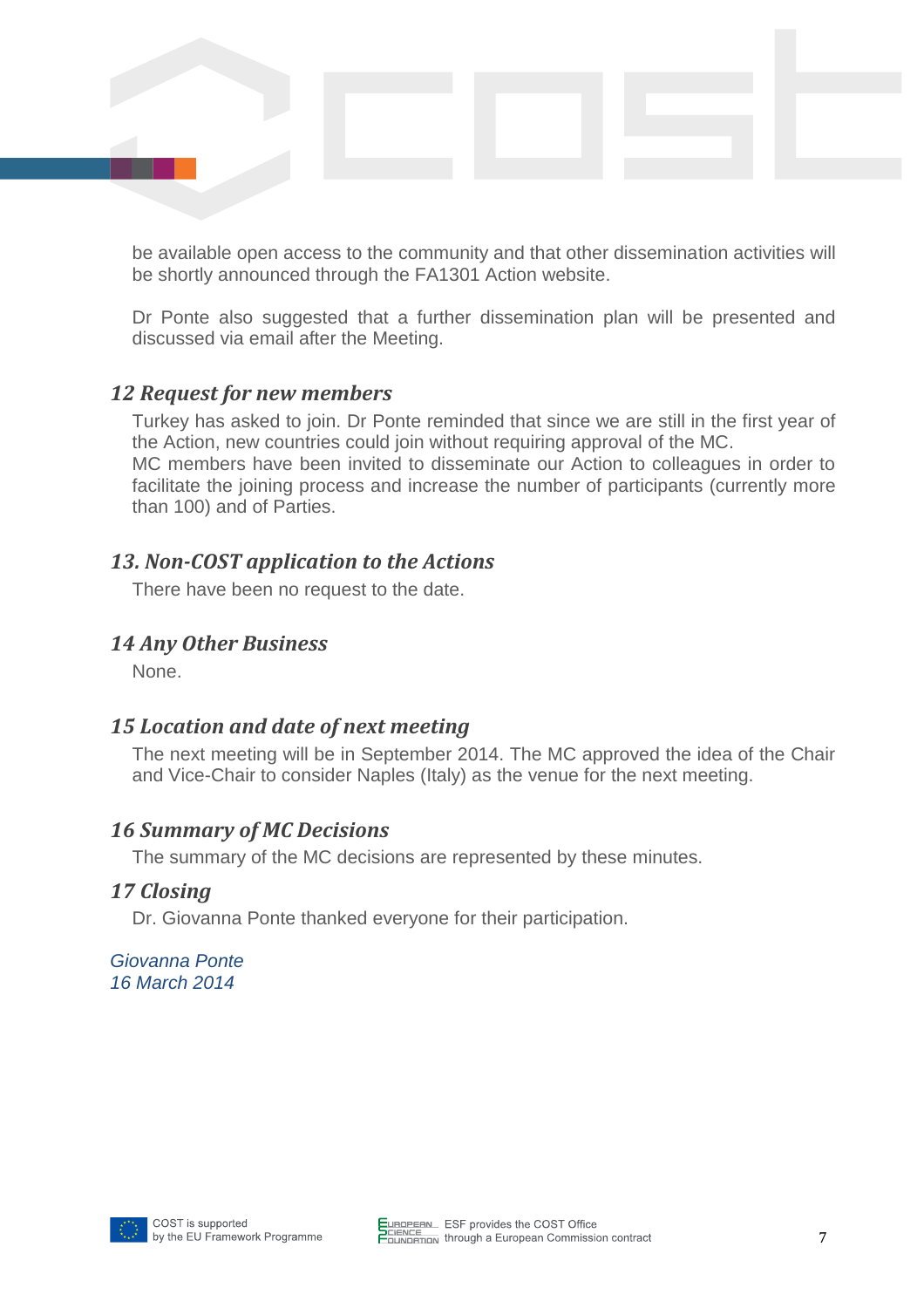be available open access to the community and that other dissemination activities will be shortly announced through the FA1301 Action website.

Dr Ponte also suggested that a further dissemination plan will be presented and discussed via email after the Meeting.

## *12 Request for new members*

Turkey has asked to join. Dr Ponte reminded that since we are still in the first year of the Action, new countries could join without requiring approval of the MC.
MC members have been invited to disseminate our Action to colleagues in order to facilitate the joining process and increase the number of participants (currently more than 100) and of Parties.

## *13. Non-COST application to the Actions*

There have been no request to the date.

## *14 Any Other Business*

None.

## *15 Location and date of next meeting*

The next meeting will be in September 2014. The MC approved the idea of the Chair and Vice-Chair to consider Naples (Italy) as the venue for the next meeting.

## *16 Summary of MC Decisions*

The summary of the MC decisions are represented by these minutes.

## *17 Closing*

Dr. Giovanna Ponte thanked everyone for their participation.

*Giovanna Ponte*
*16 March 2014*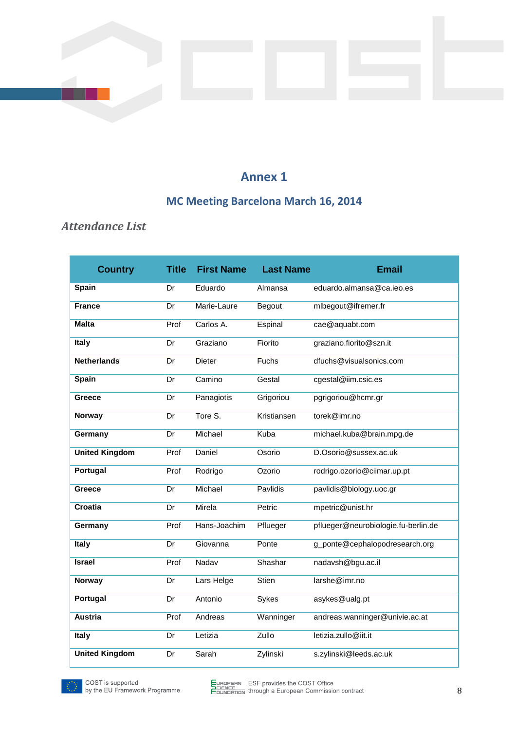# Annex 1

## MC Meeting Barcelona March 16, 2014

*Attendance List*

| Country | Title | First Name | Last Name | Email |
|---|---|---|---|---|
| **Spain** | Dr | Eduardo | Almansa | eduardo.almansa@ca.ieo.es |
| **France** | Dr | Marie-Laure | Begout | mlbegout@ifremer.fr |
| **Malta** | Prof | Carlos A. | Espinal | cae@aquabt.com |
| **Italy** | Dr | Graziano | Fiorito | graziano.fiorito@szn.it |
| **Netherlands** | Dr | Dieter | Fuchs | dfuchs@visualsonics.com |
| **Spain** | Dr | Camino | Gestal | cgestal@iim.csic.es |
| **Greece** | Dr | Panagiotis | Grigoriou | pgrigoriou@hcmr.gr |
| **Norway** | Dr | Tore S. | Kristiansen | torek@imr.no |
| **Germany** | Dr | Michael | Kuba | michael.kuba@brain.mpg.de |
| **United Kingdom** | Prof | Daniel | Osorio | D.Osorio@sussex.ac.uk |
| **Portugal** | Prof | Rodrigo | Ozorio | rodrigo.ozorio@ciimar.up.pt |
| **Greece** | Dr | Michael | Pavlidis | pavlidis@biology.uoc.gr |
| **Croatia** | Dr | Mirela | Petric | mpetric@unist.hr |
| **Germany** | Prof | Hans-Joachim | Pflueger | pflueger@neurobiologie.fu-berlin.de |
| **Italy** | Dr | Giovanna | Ponte | g_ponte@cephalopodresearch.org |
| **Israel** | Prof | Nadav | Shashar | nadavsh@bgu.ac.il |
| **Norway** | Dr | Lars Helge | Stien | larshe@imr.no |
| **Portugal** | Dr | Antonio | Sykes | asykes@ualg.pt |
| **Austria** | Prof | Andreas | Wanninger | andreas.wanninger@univie.ac.at |
| **Italy** | Dr | Letizia | Zullo | letizia.zullo@iit.it |
| **United Kingdom** | Dr | Sarah | Zylinski | s.zylinski@leeds.ac.uk |

COST is supported by the EU Framework Programme

ESF provides the COST Office through a European Commission contract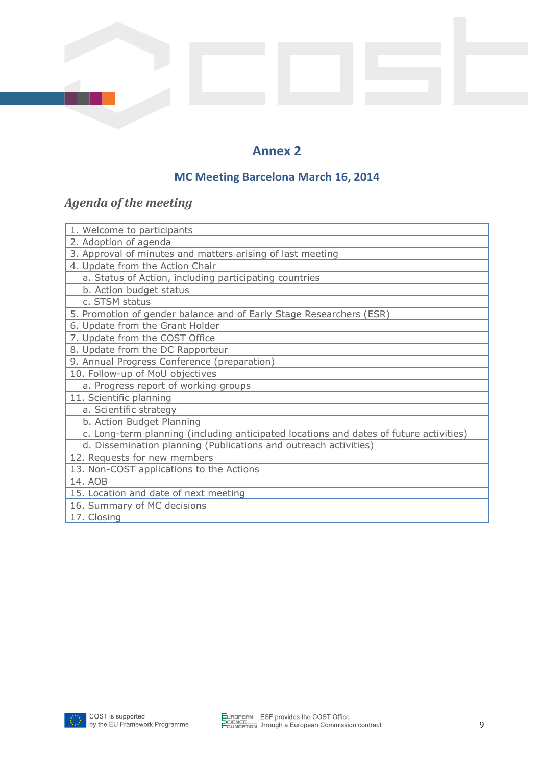# Annex 2

## MC Meeting Barcelona March 16, 2014

### *Agenda of the meeting*

| |
|---|
| 1. Welcome to participants |
| 2. Adoption of agenda |
| 3. Approval of minutes and matters arising of last meeting |
| 4. Update from the Action Chair |
| a. Status of Action, including participating countries |
| b. Action budget status |
| c. STSM status |
| 5. Promotion of gender balance and of Early Stage Researchers (ESR) |
| 6. Update from the Grant Holder |
| 7. Update from the COST Office |
| 8. Update from the DC Rapporteur |
| 9. Annual Progress Conference (preparation) |
| 10. Follow-up of MoU objectives |
| a. Progress report of working groups |
| 11. Scientific planning |
| a. Scientific strategy |
| b. Action Budget Planning |
| c. Long-term planning (including anticipated locations and dates of future activities) |
| d. Dissemination planning (Publications and outreach activities) |
| 12. Requests for new members |
| 13. Non-COST applications to the Actions |
| 14. AOB |
| 15. Location and date of next meeting |
| 16. Summary of MC decisions |
| 17. Closing |

COST is supported by the EU Framework Programme

ESF provides the COST Office through a European Commission contract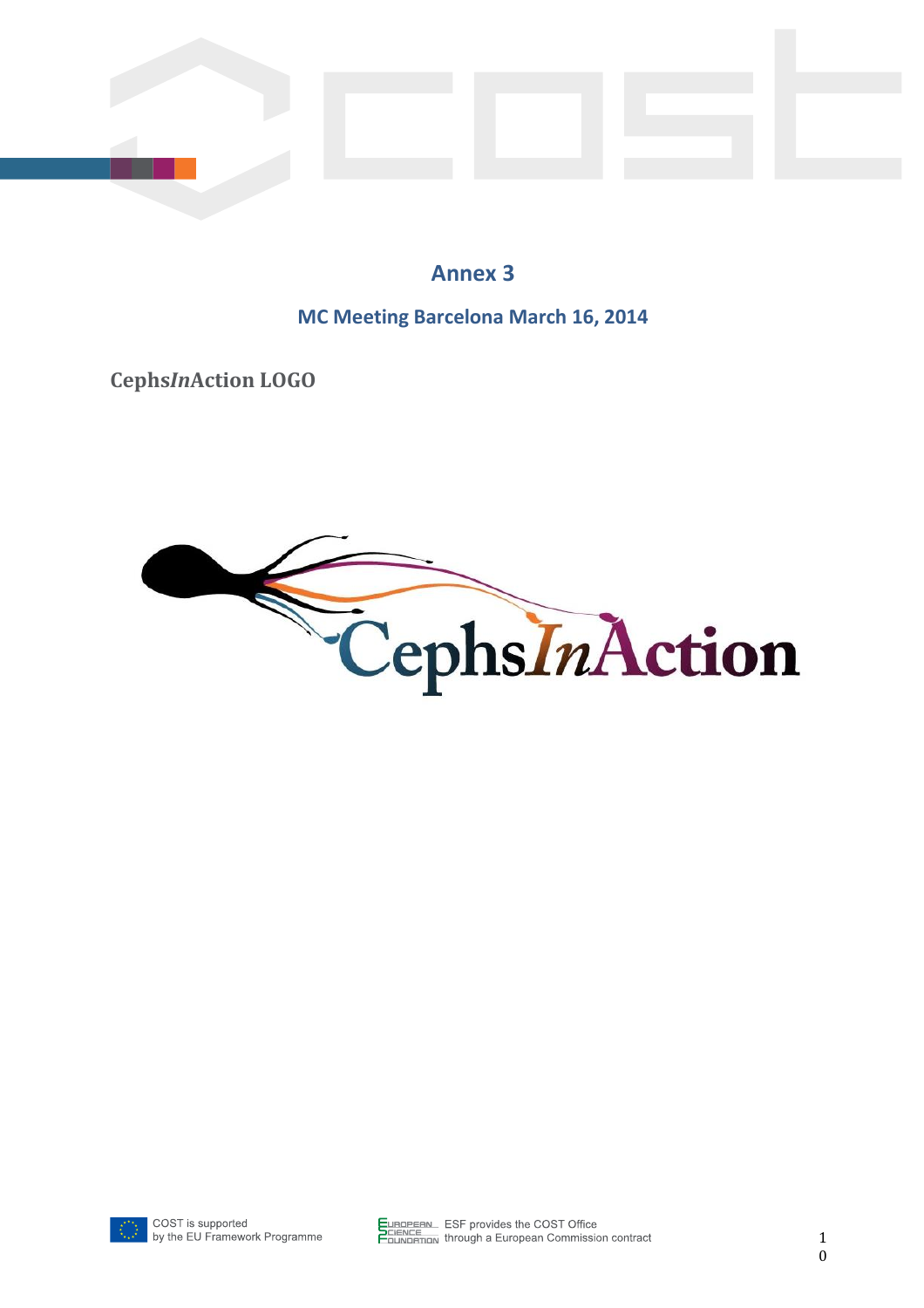# Annex 3

## MC Meeting Barcelona March 16, 2014

**Cephs*In*Action LOGO**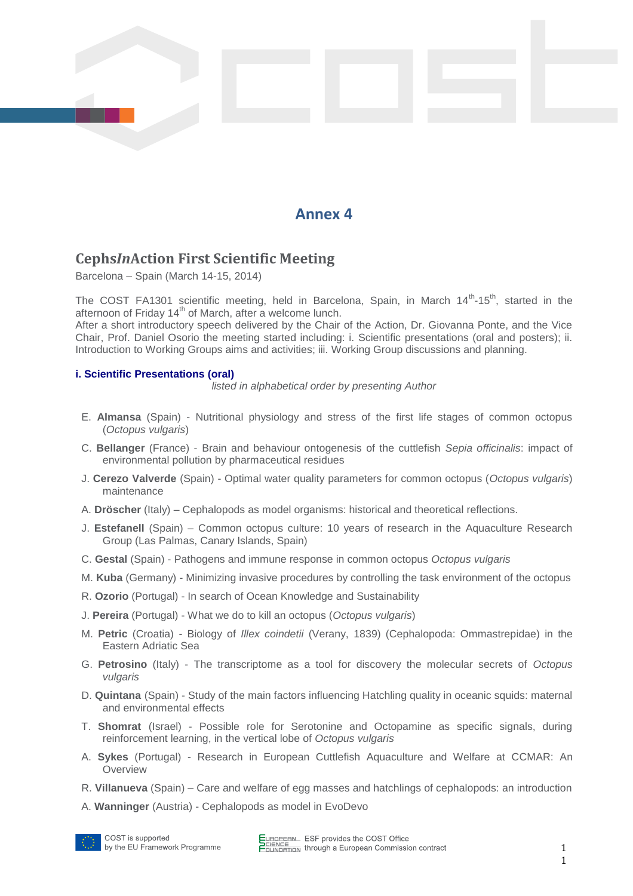# Annex 4

## Cephs*In*Action First Scientific Meeting

Barcelona – Spain (March 14-15, 2014)

The COST FA1301 scientific meeting, held in Barcelona, Spain, in March 14th-15th, started in the afternoon of Friday 14th of March, after a welcome lunch.
After a short introductory speech delivered by the Chair of the Action, Dr. Giovanna Ponte, and the Vice Chair, Prof. Daniel Osorio the meeting started including: i. Scientific presentations (oral and posters); ii. Introduction to Working Groups aims and activities; iii. Working Group discussions and planning.

### i. Scientific Presentations (oral)

*listed in alphabetical order by presenting Author*

- E. **Almansa** (Spain) - Nutritional physiology and stress of the first life stages of common octopus (*Octopus vulgaris*)
- C. **Bellanger** (France) - Brain and behaviour ontogenesis of the cuttlefish *Sepia officinalis*: impact of environmental pollution by pharmaceutical residues
- J. **Cerezo Valverde** (Spain) - Optimal water quality parameters for common octopus (*Octopus vulgaris*) maintenance
- A. **Dröscher** (Italy) – Cephalopods as model organisms: historical and theoretical reflections.
- J. **Estefanell** (Spain) – Common octopus culture: 10 years of research in the Aquaculture Research Group (Las Palmas, Canary Islands, Spain)
- C. **Gestal** (Spain) - Pathogens and immune response in common octopus *Octopus vulgaris*
- M. **Kuba** (Germany) - Minimizing invasive procedures by controlling the task environment of the octopus
- R. **Ozorio** (Portugal) - In search of Ocean Knowledge and Sustainability
- J. **Pereira** (Portugal) - What we do to kill an octopus (*Octopus vulgaris*)
- M. **Petric** (Croatia) - Biology of *Illex coindetii* (Verany, 1839) (Cephalopoda: Ommastrepidae) in the Eastern Adriatic Sea
- G. **Petrosino** (Italy) - The transcriptome as a tool for discovery the molecular secrets of *Octopus vulgaris*
- D. **Quintana** (Spain) - Study of the main factors influencing Hatchling quality in oceanic squids: maternal and environmental effects
- T. **Shomrat** (Israel) - Possible role for Serotonine and Octopamine as specific signals, during reinforcement learning, in the vertical lobe of *Octopus vulgaris*
- A. **Sykes** (Portugal) - Research in European Cuttlefish Aquaculture and Welfare at CCMAR: An Overview
- R. **Villanueva** (Spain) – Care and welfare of egg masses and hatchlings of cephalopods: an introduction
- A. **Wanninger** (Austria) - Cephalopods as model in EvoDevo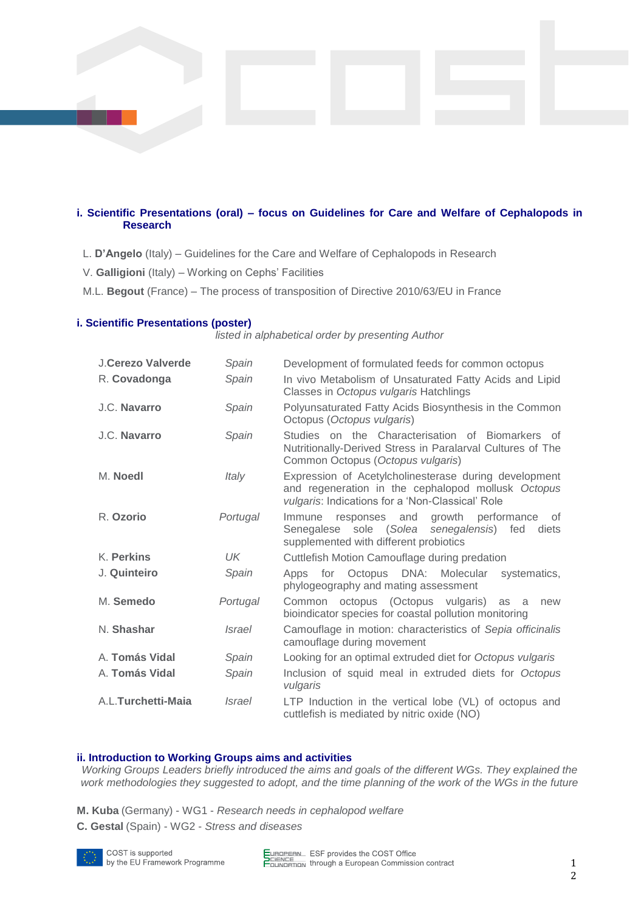### i. Scientific Presentations (oral) – focus on Guidelines for Care and Welfare of Cephalopods in Research

L. **D'Angelo** (Italy) – Guidelines for the Care and Welfare of Cephalopods in Research

V. **Galligioni** (Italy) – Working on Cephs' Facilities

M.L. **Begout** (France) – The process of transposition of Directive 2010/63/EU in France

### i. Scientific Presentations (poster)

*listed in alphabetical order by presenting Author*

| | | |
|---|---|---|
| J.**Cerezo Valverde** | *Spain* | Development of formulated feeds for common octopus |
| R. **Covadonga** | *Spain* | In vivo Metabolism of Unsaturated Fatty Acids and Lipid Classes in *Octopus vulgaris* Hatchlings |
| J.C. **Navarro** | *Spain* | Polyunsaturated Fatty Acids Biosynthesis in the Common Octopus (*Octopus vulgaris*) |
| J.C. **Navarro** | *Spain* | Studies on the Characterisation of Biomarkers of Nutritionally-Derived Stress in Paralarval Cultures of The Common Octopus (*Octopus vulgaris*) |
| M. **Noedl** | *Italy* | Expression of Acetylcholinesterase during development and regeneration in the cephalopod mollusk *Octopus vulgaris*: Indications for a 'Non-Classical' Role |
| R. **Ozorio** | *Portugal* | Immune responses and growth performance of Senegalese sole (*Solea senegalensis*) fed diets supplemented with different probiotics |
| K. **Perkins** | *UK* | Cuttlefish Motion Camouflage during predation |
| J. **Quinteiro** | *Spain* | Apps for Octopus DNA: Molecular systematics, phylogeography and mating assessment |
| M. **Semedo** | *Portugal* | Common octopus (Octopus vulgaris) as a new bioindicator species for coastal pollution monitoring |
| N. **Shashar** | *Israel* | Camouflage in motion: characteristics of *Sepia officinalis* camouflage during movement |
| A. **Tomás Vidal** | *Spain* | Looking for an optimal extruded diet for *Octopus vulgaris* |
| A. **Tomás Vidal** | *Spain* | Inclusion of squid meal in extruded diets for *Octopus vulgaris* |
| A.L.**Turchetti-Maia** | *Israel* | LTP Induction in the vertical lobe (VL) of octopus and cuttlefish is mediated by nitric oxide (NO) |

### ii. Introduction to Working Groups aims and activities

*Working Groups Leaders briefly introduced the aims and goals of the different WGs. They explained the work methodologies they suggested to adopt, and the time planning of the work of the WGs in the future*

**M. Kuba** (Germany) - WG1 - *Research needs in cephalopod welfare*

**C. Gestal** (Spain) - WG2 - *Stress and diseases*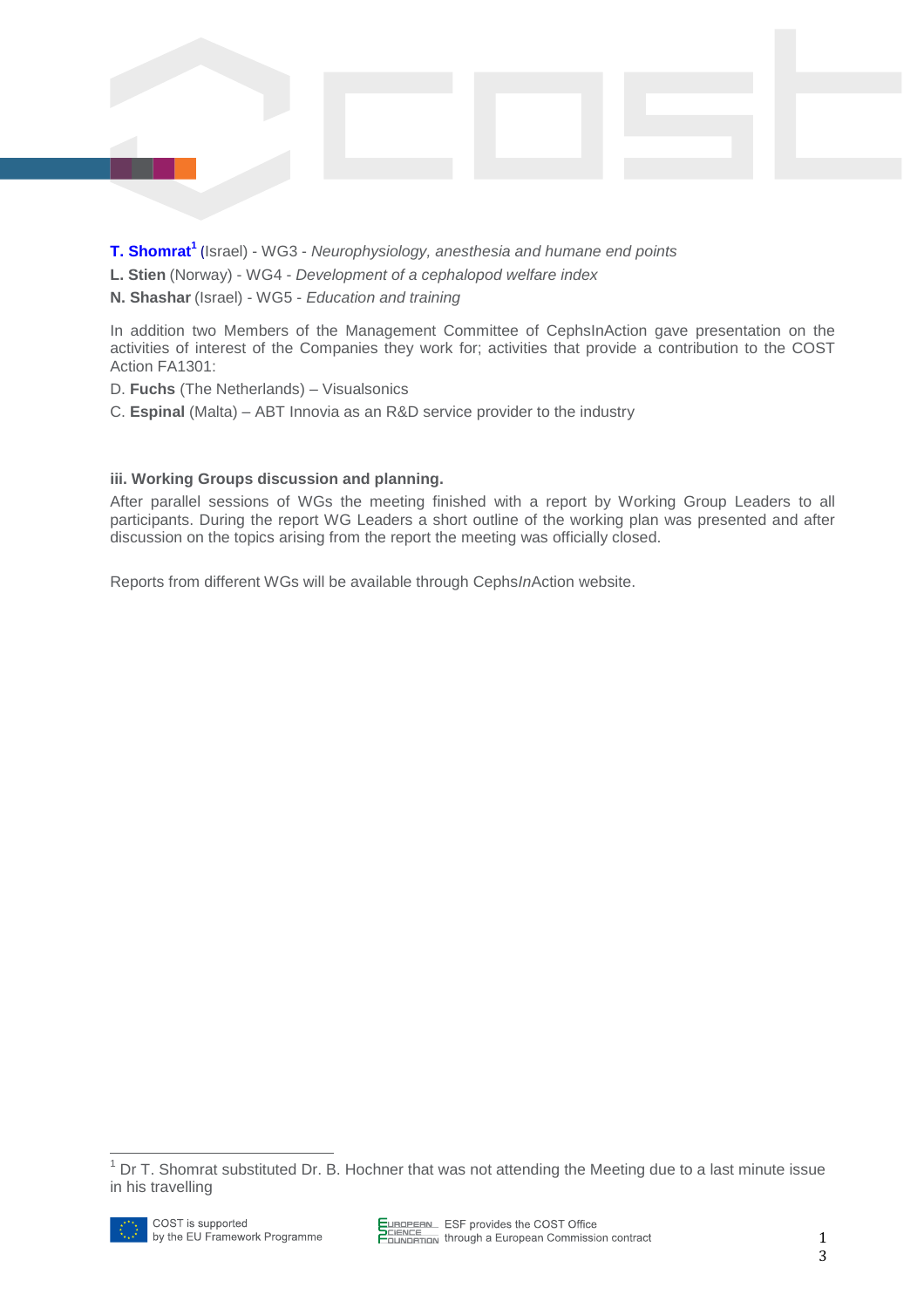**T. Shomrat**[1] (Israel) - WG3 - *Neurophysiology, anesthesia and humane end points*

**L. Stien** (Norway) - WG4 - *Development of a cephalopod welfare index*

**N. Shashar** (Israel) - WG5 - *Education and training*

In addition two Members of the Management Committee of CephsInAction gave presentation on the activities of interest of the Companies they work for; activities that provide a contribution to the COST Action FA1301:

D. **Fuchs** (The Netherlands) – Visualsonics

C. **Espinal** (Malta) – ABT Innovia as an R&D service provider to the industry

**iii. Working Groups discussion and planning.**

After parallel sessions of WGs the meeting finished with a report by Working Group Leaders to all participants. During the report WG Leaders a short outline of the working plan was presented and after discussion on the topics arising from the report the meeting was officially closed.

Reports from different WGs will be available through Cephs*In*Action website.

---

[1] Dr T. Shomrat substituted Dr. B. Hochner that was not attending the Meeting due to a last minute issue in his travelling

COST is supported by the EU Framework Programme

ESF provides the COST Office through a European Commission contract